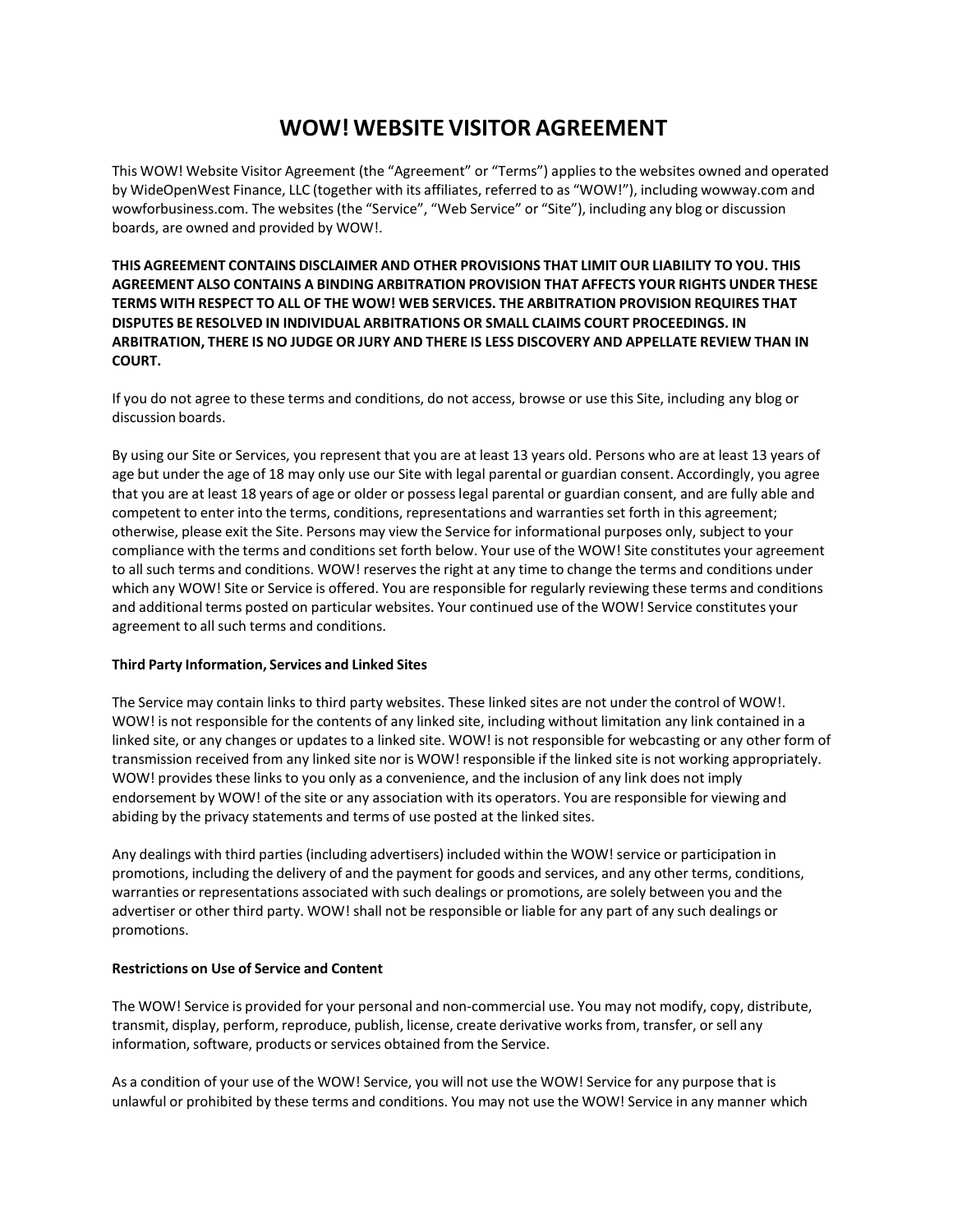# WOW! WEBSITE VISITOR AGREEMENT

This WOW! Website Visitor Agreement (the "Agreement" or "Terms") applies to the websites owned and operated by WideOpenWest Finance, LLC (together with its affiliates, referred to as "WOW!"), including wowway.com and wowforbusiness.com. The websites (the "Service", "Web Service" or "Site"), including any blog or discussion boards, are owned and provided by WOW!.

**THIS AGREEMENT CONTAINS DISCLAIMER AND OTHER PROVISIONS THAT LIMIT OUR LIABILITY TO YOU. THIS AGREEMENT ALSO CONTAINS A BINDING ARBITRATION PROVISION THAT AFFECTS YOUR RIGHTS UNDER THESE TERMS WITH RESPECT TO ALL OF THE WOW! WEB SERVICES. THE ARBITRATION PROVISION REQUIRES THAT DISPUTES BE RESOLVED IN INDIVIDUAL ARBITRATIONS OR SMALL CLAIMS COURT PROCEEDINGS. IN ARBITRATION, THERE IS NO JUDGE OR JURY AND THERE IS LESS DISCOVERY AND APPELLATE REVIEW THAN IN COURT.**

If you do not agree to these terms and conditions, do not access, browse or use this Site, including any blog or discussion boards.

By using our Site or Services, you represent that you are at least 13 years old. Persons who are at least 13 years of age but under the age of 18 may only use our Site with legal parental or guardian consent. Accordingly, you agree that you are at least 18 years of age or older or possess legal parental or guardian consent, and are fully able and competent to enter into the terms, conditions, representations and warranties set forth in this agreement; otherwise, please exit the Site. Persons may view the Service for informational purposes only, subject to your compliance with the terms and conditions set forth below. Your use of the WOW! Site constitutes your agreement to all such terms and conditions. WOW! reserves the right at any time to change the terms and conditions under which any WOW! Site or Service is offered. You are responsible for regularly reviewing these terms and conditions and additional terms posted on particular websites. Your continued use of the WOW! Service constitutes your agreement to all such terms and conditions.

**Third Party Information, Services and Linked Sites**

The Service may contain links to third party websites. These linked sites are not under the control of WOW!. WOW! is not responsible for the contents of any linked site, including without limitation any link contained in a linked site, or any changes or updates to a linked site. WOW! is not responsible for webcasting or any other form of transmission received from any linked site nor is WOW! responsible if the linked site is not working appropriately. WOW! provides these links to you only as a convenience, and the inclusion of any link does not imply endorsement by WOW! of the site or any association with its operators. You are responsible for viewing and abiding by the privacy statements and terms of use posted at the linked sites.

Any dealings with third parties (including advertisers) included within the WOW! service or participation in promotions, including the delivery of and the payment for goods and services, and any other terms, conditions, warranties or representations associated with such dealings or promotions, are solely between you and the advertiser or other third party. WOW! shall not be responsible or liable for any part of any such dealings or promotions.

**Restrictions on Use of Service and Content**

The WOW! Service is provided for your personal and non-commercial use. You may not modify, copy, distribute, transmit, display, perform, reproduce, publish, license, create derivative works from, transfer, or sell any information, software, products or services obtained from the Service.

As a condition of your use of the WOW! Service, you will not use the WOW! Service for any purpose that is unlawful or prohibited by these terms and conditions. You may not use the WOW! Service in any manner which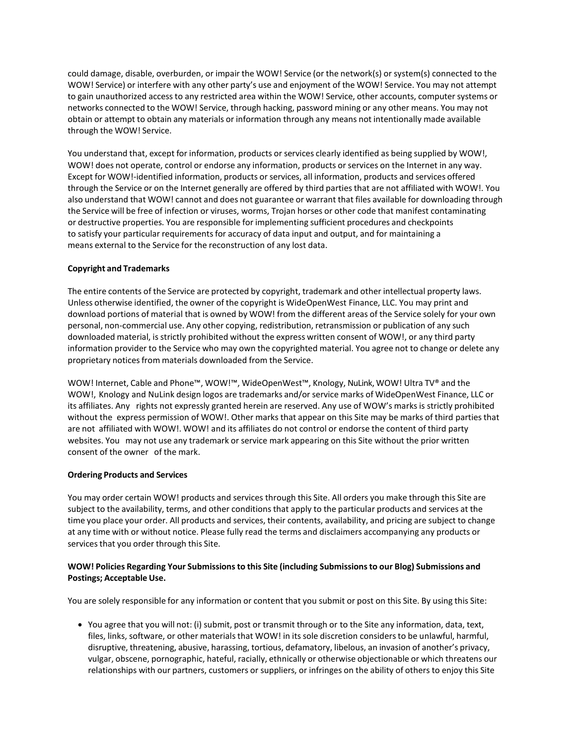could damage, disable, overburden, or impair the WOW! Service (or the network(s) or system(s) connected to the WOW! Service) or interfere with any other party's use and enjoyment of the WOW! Service. You may not attempt to gain unauthorized access to any restricted area within the WOW! Service, other accounts, computer systems or networks connected to the WOW! Service, through hacking, password mining or any other means. You may not obtain or attempt to obtain any materials or information through any means not intentionally made available through the WOW! Service.

You understand that, except for information, products or services clearly identified as being supplied by WOW!, WOW! does not operate, control or endorse any information, products or services on the Internet in any way. Except for WOW!-identified information, products or services, all information, products and services offered through the Service or on the Internet generally are offered by third parties that are not affiliated with WOW!. You also understand that WOW! cannot and does not guarantee or warrant that files available for downloading through the Service will be free of infection or viruses, worms, Trojan horses or other code that manifest contaminating or destructive properties. You are responsible for implementing sufficient procedures and checkpoints to satisfy your particular requirements for accuracy of data input and output, and for maintaining a means external to the Service for the reconstruction of any lost data.

**Copyright and Trademarks**

The entire contents of the Service are protected by copyright, trademark and other intellectual property laws. Unless otherwise identified, the owner of the copyright is WideOpenWest Finance, LLC. You may print and download portions of material that is owned by WOW! from the different areas of the Service solely for your own personal, non-commercial use. Any other copying, redistribution, retransmission or publication of any such downloaded material, is strictly prohibited without the express written consent of WOW!, or any third party information provider to the Service who may own the copyrighted material. You agree not to change or delete any proprietary notices from materials downloaded from the Service.

WOW! Internet, Cable and Phone™, WOW!™, WideOpenWest™, Knology, NuLink, WOW! Ultra TV® and the WOW!, Knology and NuLink design logos are trademarks and/or service marks of WideOpenWest Finance, LLC or its affiliates. Any rights not expressly granted herein are reserved. Any use of WOW's marks is strictly prohibited without the express permission of WOW!. Other marks that appear on this Site may be marks of third parties that are not affiliated with WOW!. WOW! and its affiliates do not control or endorse the content of third party websites. You may not use any trademark or service mark appearing on this Site without the prior written consent of the owner of the mark.

**Ordering Products and Services**

You may order certain WOW! products and services through this Site. All orders you make through this Site are subject to the availability, terms, and other conditions that apply to the particular products and services at the time you place your order. All products and services, their contents, availability, and pricing are subject to change at any time with or without notice. Please fully read the terms and disclaimers accompanying any products or services that you order through this Site.

**WOW! Policies Regarding Your Submissions to this Site (including Submissions to our Blog) Submissions and Postings; Acceptable Use.**

You are solely responsible for any information or content that you submit or post on this Site. By using this Site:

- You agree that you will not: (i) submit, post or transmit through or to the Site any information, data, text, files, links, software, or other materials that WOW! in its sole discretion considers to be unlawful, harmful, disruptive, threatening, abusive, harassing, tortious, defamatory, libelous, an invasion of another's privacy, vulgar, obscene, pornographic, hateful, racially, ethnically or otherwise objectionable or which threatens our relationships with our partners, customers or suppliers, or infringes on the ability of others to enjoy this Site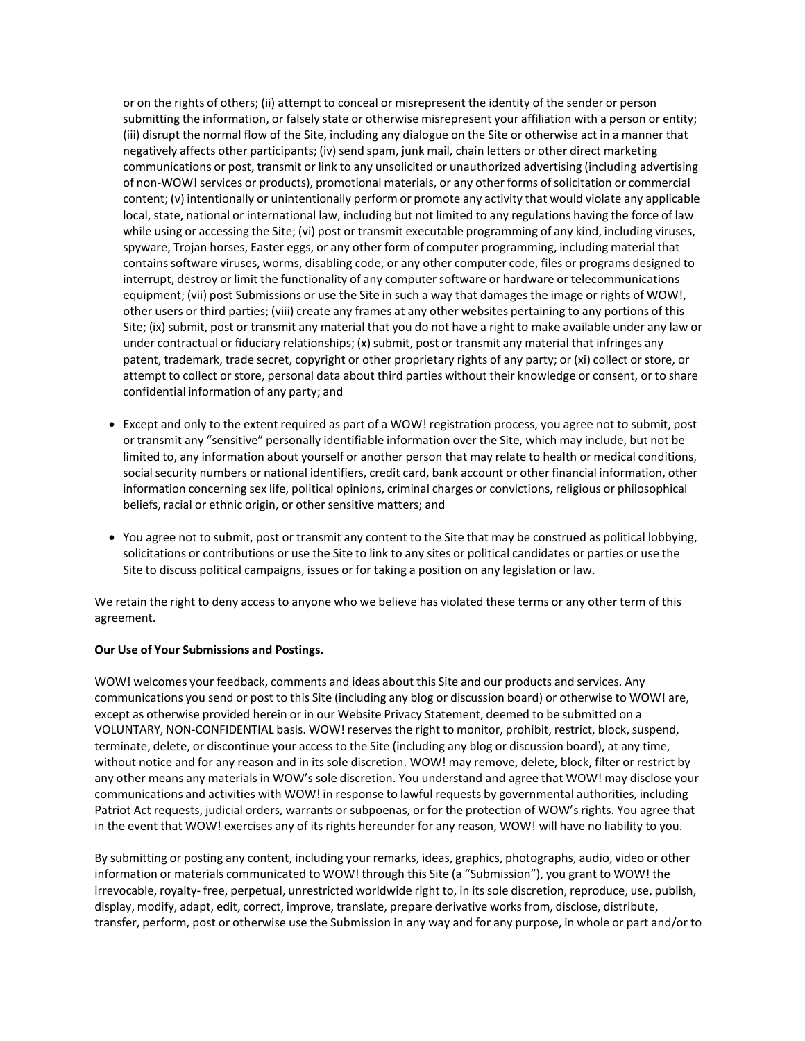or on the rights of others; (ii) attempt to conceal or misrepresent the identity of the sender or person submitting the information, or falsely state or otherwise misrepresent your affiliation with a person or entity; (iii) disrupt the normal flow of the Site, including any dialogue on the Site or otherwise act in a manner that negatively affects other participants; (iv) send spam, junk mail, chain letters or other direct marketing communications or post, transmit or link to any unsolicited or unauthorized advertising (including advertising of non-WOW! services or products), promotional materials, or any other forms of solicitation or commercial content; (v) intentionally or unintentionally perform or promote any activity that would violate any applicable local, state, national or international law, including but not limited to any regulations having the force of law while using or accessing the Site; (vi) post or transmit executable programming of any kind, including viruses, spyware, Trojan horses, Easter eggs, or any other form of computer programming, including material that contains software viruses, worms, disabling code, or any other computer code, files or programs designed to interrupt, destroy or limit the functionality of any computer software or hardware or telecommunications equipment; (vii) post Submissions or use the Site in such a way that damages the image or rights of WOW!, other users or third parties; (viii) create any frames at any other websites pertaining to any portions of this Site; (ix) submit, post or transmit any material that you do not have a right to make available under any law or under contractual or fiduciary relationships; (x) submit, post or transmit any material that infringes any patent, trademark, trade secret, copyright or other proprietary rights of any party; or (xi) collect or store, or attempt to collect or store, personal data about third parties without their knowledge or consent, or to share confidential information of any party; and

- Except and only to the extent required as part of a WOW! registration process, you agree not to submit, post or transmit any "sensitive" personally identifiable information over the Site, which may include, but not be limited to, any information about yourself or another person that may relate to health or medical conditions, social security numbers or national identifiers, credit card, bank account or other financial information, other information concerning sex life, political opinions, criminal charges or convictions, religious or philosophical beliefs, racial or ethnic origin, or other sensitive matters; and

- You agree not to submit, post or transmit any content to the Site that may be construed as political lobbying, solicitations or contributions or use the Site to link to any sites or political candidates or parties or use the Site to discuss political campaigns, issues or for taking a position on any legislation or law.

We retain the right to deny access to anyone who we believe has violated these terms or any other term of this agreement.

**Our Use of Your Submissions and Postings.**

WOW! welcomes your feedback, comments and ideas about this Site and our products and services. Any communications you send or post to this Site (including any blog or discussion board) or otherwise to WOW! are, except as otherwise provided herein or in our Website Privacy Statement, deemed to be submitted on a VOLUNTARY, NON-CONFIDENTIAL basis. WOW! reserves the right to monitor, prohibit, restrict, block, suspend, terminate, delete, or discontinue your access to the Site (including any blog or discussion board), at any time, without notice and for any reason and in its sole discretion. WOW! may remove, delete, block, filter or restrict by any other means any materials in WOW's sole discretion. You understand and agree that WOW! may disclose your communications and activities with WOW! in response to lawful requests by governmental authorities, including Patriot Act requests, judicial orders, warrants or subpoenas, or for the protection of WOW's rights. You agree that in the event that WOW! exercises any of its rights hereunder for any reason, WOW! will have no liability to you.

By submitting or posting any content, including your remarks, ideas, graphics, photographs, audio, video or other information or materials communicated to WOW! through this Site (a "Submission"), you grant to WOW! the irrevocable, royalty- free, perpetual, unrestricted worldwide right to, in its sole discretion, reproduce, use, publish, display, modify, adapt, edit, correct, improve, translate, prepare derivative works from, disclose, distribute, transfer, perform, post or otherwise use the Submission in any way and for any purpose, in whole or part and/or to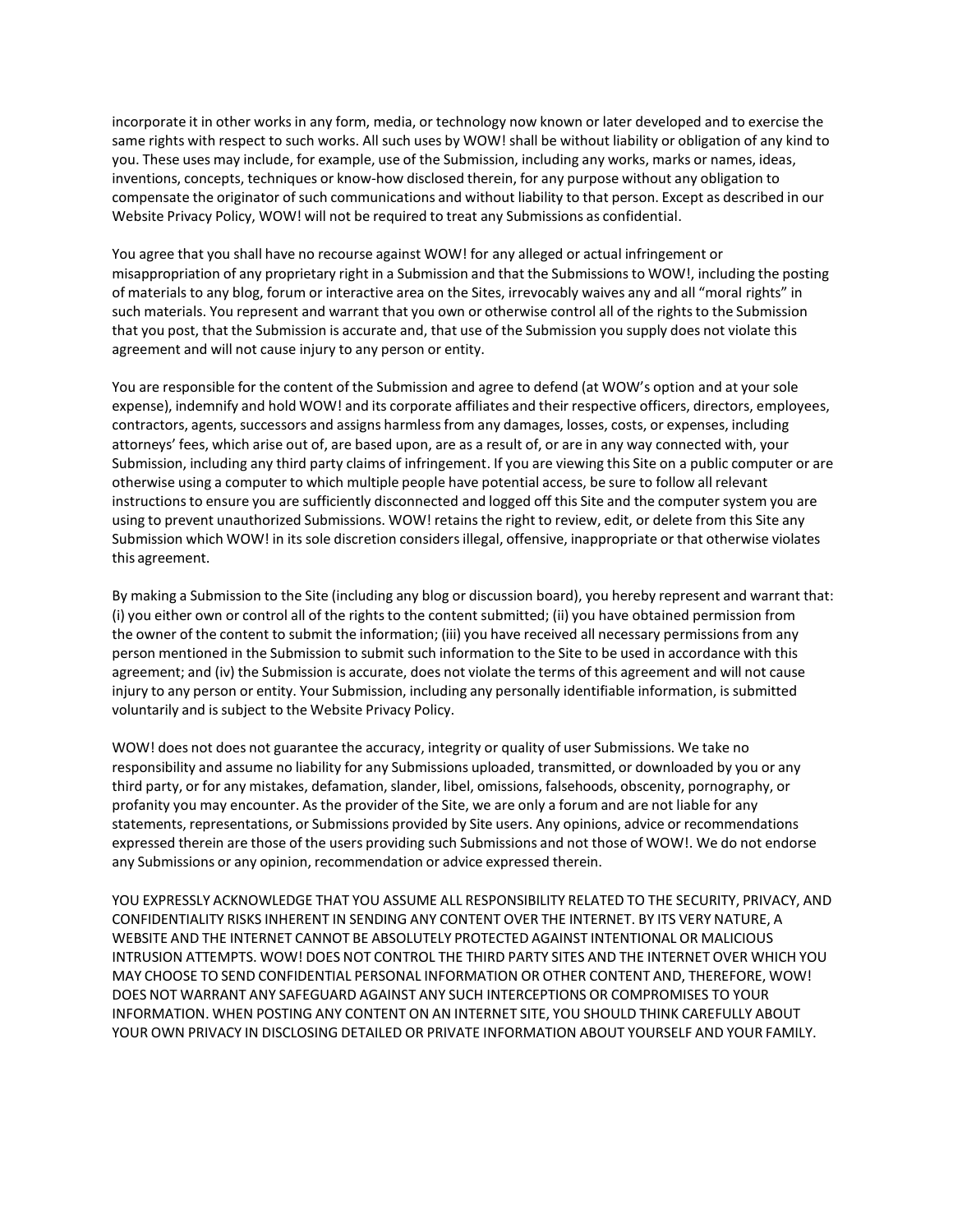incorporate it in other works in any form, media, or technology now known or later developed and to exercise the same rights with respect to such works. All such uses by WOW! shall be without liability or obligation of any kind to you. These uses may include, for example, use of the Submission, including any works, marks or names, ideas, inventions, concepts, techniques or know-how disclosed therein, for any purpose without any obligation to compensate the originator of such communications and without liability to that person. Except as described in our Website Privacy Policy, WOW! will not be required to treat any Submissions as confidential.

You agree that you shall have no recourse against WOW! for any alleged or actual infringement or misappropriation of any proprietary right in a Submission and that the Submissions to WOW!, including the posting of materials to any blog, forum or interactive area on the Sites, irrevocably waives any and all "moral rights" in such materials. You represent and warrant that you own or otherwise control all of the rights to the Submission that you post, that the Submission is accurate and, that use of the Submission you supply does not violate this agreement and will not cause injury to any person or entity.

You are responsible for the content of the Submission and agree to defend (at WOW's option and at your sole expense), indemnify and hold WOW! and its corporate affiliates and their respective officers, directors, employees, contractors, agents, successors and assigns harmless from any damages, losses, costs, or expenses, including attorneys' fees, which arise out of, are based upon, are as a result of, or are in any way connected with, your Submission, including any third party claims of infringement. If you are viewing this Site on a public computer or are otherwise using a computer to which multiple people have potential access, be sure to follow all relevant instructions to ensure you are sufficiently disconnected and logged off this Site and the computer system you are using to prevent unauthorized Submissions. WOW! retains the right to review, edit, or delete from this Site any Submission which WOW! in its sole discretion considers illegal, offensive, inappropriate or that otherwise violates this agreement.

By making a Submission to the Site (including any blog or discussion board), you hereby represent and warrant that: (i) you either own or control all of the rights to the content submitted; (ii) you have obtained permission from the owner of the content to submit the information; (iii) you have received all necessary permissions from any person mentioned in the Submission to submit such information to the Site to be used in accordance with this agreement; and (iv) the Submission is accurate, does not violate the terms of this agreement and will not cause injury to any person or entity. Your Submission, including any personally identifiable information, is submitted voluntarily and is subject to the Website Privacy Policy.

WOW! does not does not guarantee the accuracy, integrity or quality of user Submissions. We take no responsibility and assume no liability for any Submissions uploaded, transmitted, or downloaded by you or any third party, or for any mistakes, defamation, slander, libel, omissions, falsehoods, obscenity, pornography, or profanity you may encounter. As the provider of the Site, we are only a forum and are not liable for any statements, representations, or Submissions provided by Site users. Any opinions, advice or recommendations expressed therein are those of the users providing such Submissions and not those of WOW!. We do not endorse any Submissions or any opinion, recommendation or advice expressed therein.

YOU EXPRESSLY ACKNOWLEDGE THAT YOU ASSUME ALL RESPONSIBILITY RELATED TO THE SECURITY, PRIVACY, AND CONFIDENTIALITY RISKS INHERENT IN SENDING ANY CONTENT OVER THE INTERNET. BY ITS VERY NATURE, A WEBSITE AND THE INTERNET CANNOT BE ABSOLUTELY PROTECTED AGAINST INTENTIONAL OR MALICIOUS INTRUSION ATTEMPTS. WOW! DOES NOT CONTROL THE THIRD PARTY SITES AND THE INTERNET OVER WHICH YOU MAY CHOOSE TO SEND CONFIDENTIAL PERSONAL INFORMATION OR OTHER CONTENT AND, THEREFORE, WOW! DOES NOT WARRANT ANY SAFEGUARD AGAINST ANY SUCH INTERCEPTIONS OR COMPROMISES TO YOUR INFORMATION. WHEN POSTING ANY CONTENT ON AN INTERNET SITE, YOU SHOULD THINK CAREFULLY ABOUT YOUR OWN PRIVACY IN DISCLOSING DETAILED OR PRIVATE INFORMATION ABOUT YOURSELF AND YOUR FAMILY.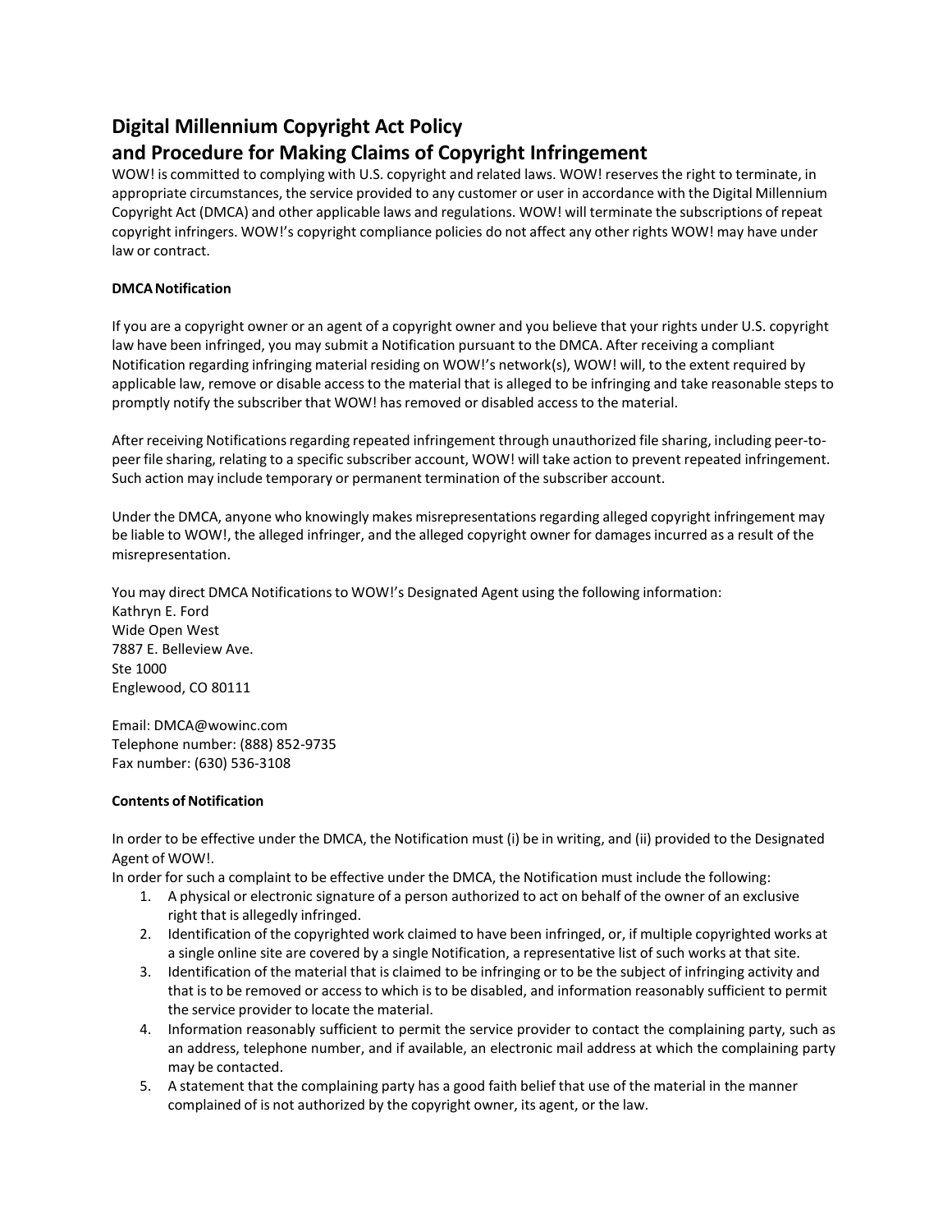# Digital Millennium Copyright Act Policy and Procedure for Making Claims of Copyright Infringement

WOW! is committed to complying with U.S. copyright and related laws. WOW! reserves the right to terminate, in appropriate circumstances, the service provided to any customer or user in accordance with the Digital Millennium Copyright Act (DMCA) and other applicable laws and regulations. WOW! will terminate the subscriptions of repeat copyright infringers. WOW!'s copyright compliance policies do not affect any other rights WOW! may have under law or contract.

**DMCA Notification**

If you are a copyright owner or an agent of a copyright owner and you believe that your rights under U.S. copyright law have been infringed, you may submit a Notification pursuant to the DMCA. After receiving a compliant Notification regarding infringing material residing on WOW!'s network(s), WOW! will, to the extent required by applicable law, remove or disable access to the material that is alleged to be infringing and take reasonable steps to promptly notify the subscriber that WOW! has removed or disabled access to the material.

After receiving Notifications regarding repeated infringement through unauthorized file sharing, including peer-to-peer file sharing, relating to a specific subscriber account, WOW! will take action to prevent repeated infringement. Such action may include temporary or permanent termination of the subscriber account.

Under the DMCA, anyone who knowingly makes misrepresentations regarding alleged copyright infringement may be liable to WOW!, the alleged infringer, and the alleged copyright owner for damages incurred as a result of the misrepresentation.

You may direct DMCA Notifications to WOW!'s Designated Agent using the following information:
Kathryn E. Ford
Wide Open West
7887 E. Belleview Ave.
Ste 1000
Englewood, CO 80111

Email: DMCA@wowinc.com
Telephone number: (888) 852-9735
Fax number: (630) 536-3108

**Contents of Notification**

In order to be effective under the DMCA, the Notification must (i) be in writing, and (ii) provided to the Designated Agent of WOW!.
In order for such a complaint to be effective under the DMCA, the Notification must include the following:

1. A physical or electronic signature of a person authorized to act on behalf of the owner of an exclusive right that is allegedly infringed.
2. Identification of the copyrighted work claimed to have been infringed, or, if multiple copyrighted works at a single online site are covered by a single Notification, a representative list of such works at that site.
3. Identification of the material that is claimed to be infringing or to be the subject of infringing activity and that is to be removed or access to which is to be disabled, and information reasonably sufficient to permit the service provider to locate the material.
4. Information reasonably sufficient to permit the service provider to contact the complaining party, such as an address, telephone number, and if available, an electronic mail address at which the complaining party may be contacted.
5. A statement that the complaining party has a good faith belief that use of the material in the manner complained of is not authorized by the copyright owner, its agent, or the law.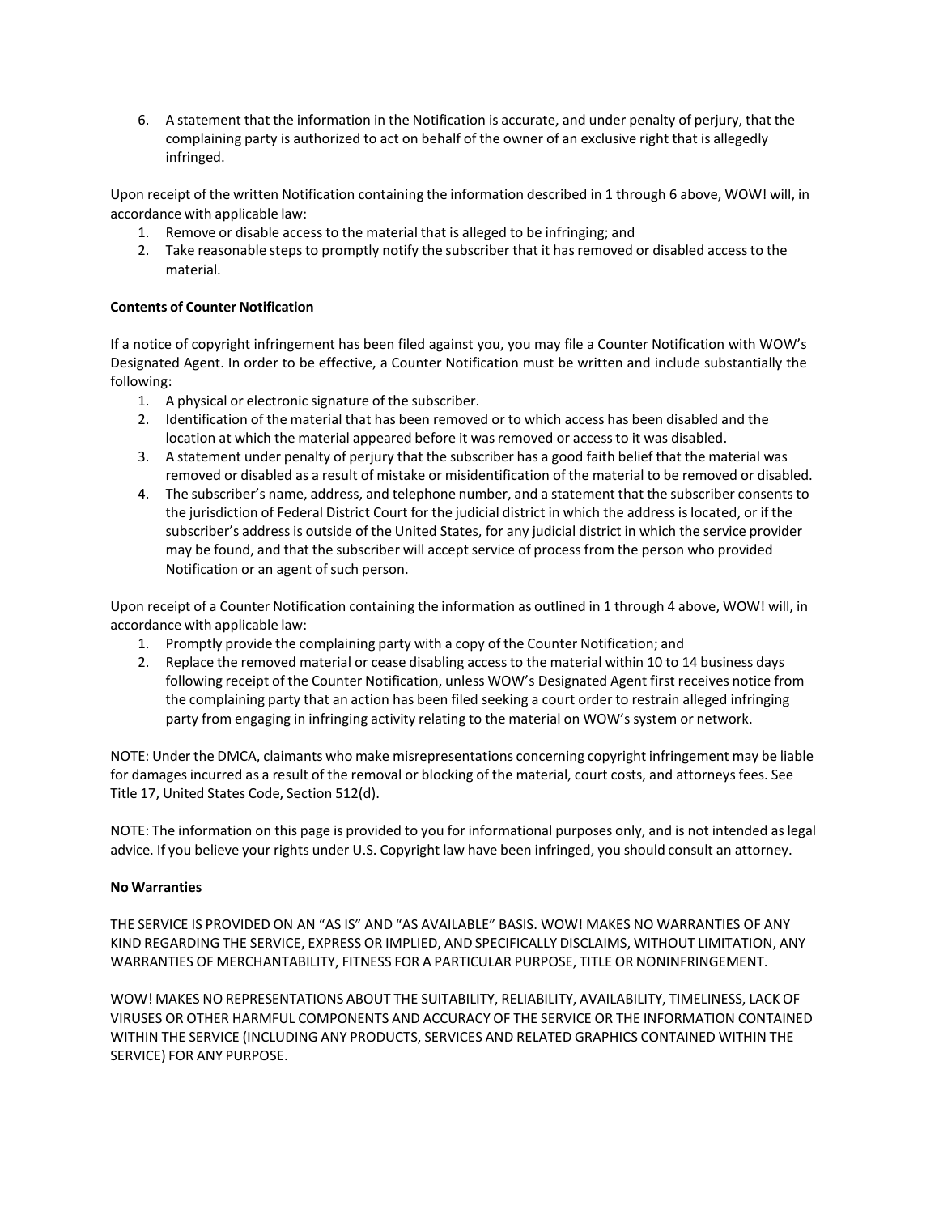6. A statement that the information in the Notification is accurate, and under penalty of perjury, that the complaining party is authorized to act on behalf of the owner of an exclusive right that is allegedly infringed.

Upon receipt of the written Notification containing the information described in 1 through 6 above, WOW! will, in accordance with applicable law:

1. Remove or disable access to the material that is alleged to be infringing; and
2. Take reasonable steps to promptly notify the subscriber that it has removed or disabled access to the material.

**Contents of Counter Notification**

If a notice of copyright infringement has been filed against you, you may file a Counter Notification with WOW's Designated Agent. In order to be effective, a Counter Notification must be written and include substantially the following:

1. A physical or electronic signature of the subscriber.
2. Identification of the material that has been removed or to which access has been disabled and the location at which the material appeared before it was removed or access to it was disabled.
3. A statement under penalty of perjury that the subscriber has a good faith belief that the material was removed or disabled as a result of mistake or misidentification of the material to be removed or disabled.
4. The subscriber's name, address, and telephone number, and a statement that the subscriber consents to the jurisdiction of Federal District Court for the judicial district in which the address is located, or if the subscriber's address is outside of the United States, for any judicial district in which the service provider may be found, and that the subscriber will accept service of process from the person who provided Notification or an agent of such person.

Upon receipt of a Counter Notification containing the information as outlined in 1 through 4 above, WOW! will, in accordance with applicable law:

1. Promptly provide the complaining party with a copy of the Counter Notification; and
2. Replace the removed material or cease disabling access to the material within 10 to 14 business days following receipt of the Counter Notification, unless WOW's Designated Agent first receives notice from the complaining party that an action has been filed seeking a court order to restrain alleged infringing party from engaging in infringing activity relating to the material on WOW's system or network.

NOTE: Under the DMCA, claimants who make misrepresentations concerning copyright infringement may be liable for damages incurred as a result of the removal or blocking of the material, court costs, and attorneys fees. See Title 17, United States Code, Section 512(d).

NOTE: The information on this page is provided to you for informational purposes only, and is not intended as legal advice. If you believe your rights under U.S. Copyright law have been infringed, you should consult an attorney.

**No Warranties**

THE SERVICE IS PROVIDED ON AN "AS IS" AND "AS AVAILABLE" BASIS. WOW! MAKES NO WARRANTIES OF ANY KIND REGARDING THE SERVICE, EXPRESS OR IMPLIED, AND SPECIFICALLY DISCLAIMS, WITHOUT LIMITATION, ANY WARRANTIES OF MERCHANTABILITY, FITNESS FOR A PARTICULAR PURPOSE, TITLE OR NONINFRINGEMENT.

WOW! MAKES NO REPRESENTATIONS ABOUT THE SUITABILITY, RELIABILITY, AVAILABILITY, TIMELINESS, LACK OF VIRUSES OR OTHER HARMFUL COMPONENTS AND ACCURACY OF THE SERVICE OR THE INFORMATION CONTAINED WITHIN THE SERVICE (INCLUDING ANY PRODUCTS, SERVICES AND RELATED GRAPHICS CONTAINED WITHIN THE SERVICE) FOR ANY PURPOSE.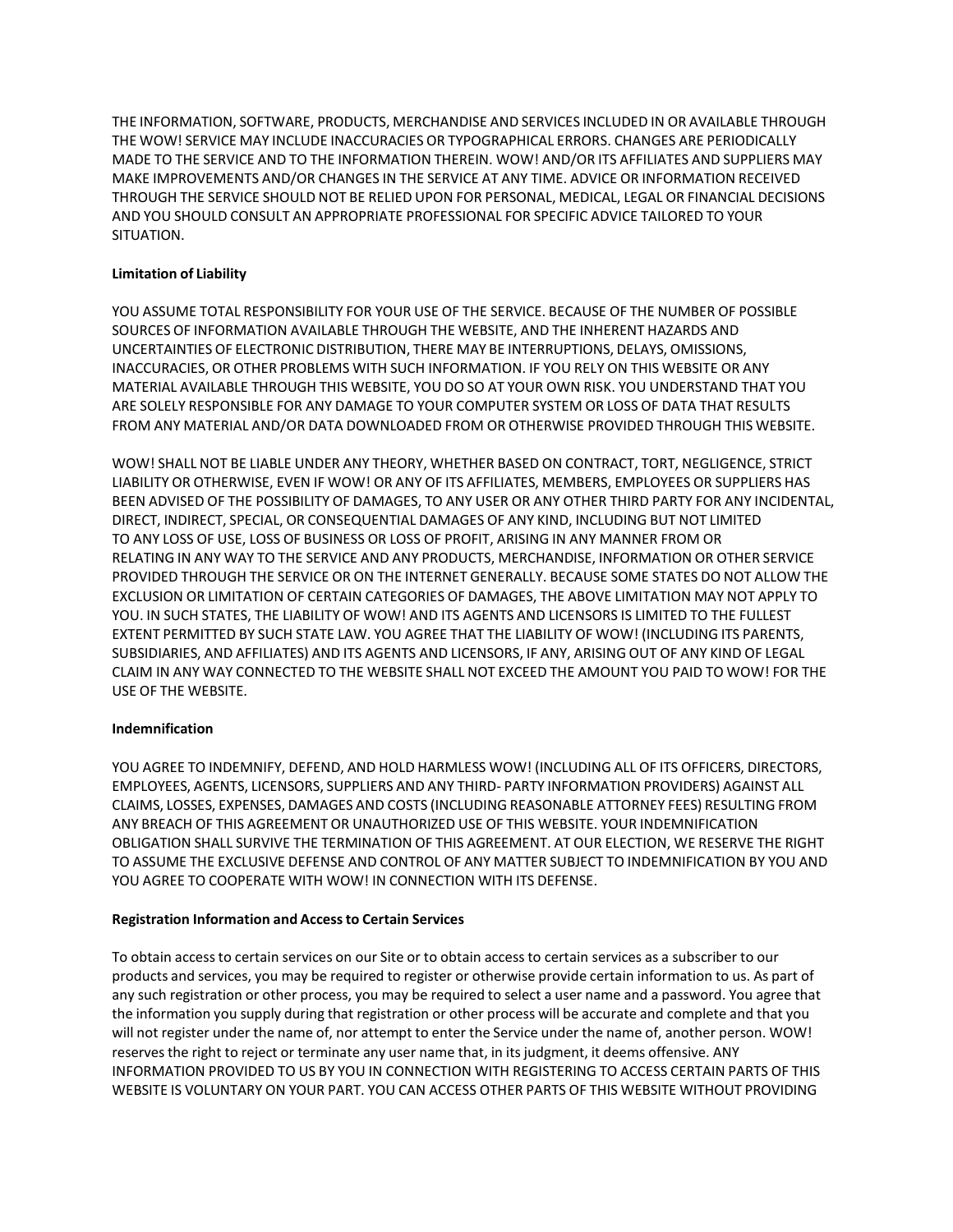THE INFORMATION, SOFTWARE, PRODUCTS, MERCHANDISE AND SERVICES INCLUDED IN OR AVAILABLE THROUGH THE WOW! SERVICE MAY INCLUDE INACCURACIES OR TYPOGRAPHICAL ERRORS. CHANGES ARE PERIODICALLY MADE TO THE SERVICE AND TO THE INFORMATION THEREIN. WOW! AND/OR ITS AFFILIATES AND SUPPLIERS MAY MAKE IMPROVEMENTS AND/OR CHANGES IN THE SERVICE AT ANY TIME. ADVICE OR INFORMATION RECEIVED THROUGH THE SERVICE SHOULD NOT BE RELIED UPON FOR PERSONAL, MEDICAL, LEGAL OR FINANCIAL DECISIONS AND YOU SHOULD CONSULT AN APPROPRIATE PROFESSIONAL FOR SPECIFIC ADVICE TAILORED TO YOUR SITUATION.

**Limitation of Liability**

YOU ASSUME TOTAL RESPONSIBILITY FOR YOUR USE OF THE SERVICE. BECAUSE OF THE NUMBER OF POSSIBLE SOURCES OF INFORMATION AVAILABLE THROUGH THE WEBSITE, AND THE INHERENT HAZARDS AND UNCERTAINTIES OF ELECTRONIC DISTRIBUTION, THERE MAY BE INTERRUPTIONS, DELAYS, OMISSIONS, INACCURACIES, OR OTHER PROBLEMS WITH SUCH INFORMATION. IF YOU RELY ON THIS WEBSITE OR ANY MATERIAL AVAILABLE THROUGH THIS WEBSITE, YOU DO SO AT YOUR OWN RISK. YOU UNDERSTAND THAT YOU ARE SOLELY RESPONSIBLE FOR ANY DAMAGE TO YOUR COMPUTER SYSTEM OR LOSS OF DATA THAT RESULTS FROM ANY MATERIAL AND/OR DATA DOWNLOADED FROM OR OTHERWISE PROVIDED THROUGH THIS WEBSITE.

WOW! SHALL NOT BE LIABLE UNDER ANY THEORY, WHETHER BASED ON CONTRACT, TORT, NEGLIGENCE, STRICT LIABILITY OR OTHERWISE, EVEN IF WOW! OR ANY OF ITS AFFILIATES, MEMBERS, EMPLOYEES OR SUPPLIERS HAS BEEN ADVISED OF THE POSSIBILITY OF DAMAGES, TO ANY USER OR ANY OTHER THIRD PARTY FOR ANY INCIDENTAL, DIRECT, INDIRECT, SPECIAL, OR CONSEQUENTIAL DAMAGES OF ANY KIND, INCLUDING BUT NOT LIMITED TO ANY LOSS OF USE, LOSS OF BUSINESS OR LOSS OF PROFIT, ARISING IN ANY MANNER FROM OR RELATING IN ANY WAY TO THE SERVICE AND ANY PRODUCTS, MERCHANDISE, INFORMATION OR OTHER SERVICE PROVIDED THROUGH THE SERVICE OR ON THE INTERNET GENERALLY. BECAUSE SOME STATES DO NOT ALLOW THE EXCLUSION OR LIMITATION OF CERTAIN CATEGORIES OF DAMAGES, THE ABOVE LIMITATION MAY NOT APPLY TO YOU. IN SUCH STATES, THE LIABILITY OF WOW! AND ITS AGENTS AND LICENSORS IS LIMITED TO THE FULLEST EXTENT PERMITTED BY SUCH STATE LAW. YOU AGREE THAT THE LIABILITY OF WOW! (INCLUDING ITS PARENTS, SUBSIDIARIES, AND AFFILIATES) AND ITS AGENTS AND LICENSORS, IF ANY, ARISING OUT OF ANY KIND OF LEGAL CLAIM IN ANY WAY CONNECTED TO THE WEBSITE SHALL NOT EXCEED THE AMOUNT YOU PAID TO WOW! FOR THE USE OF THE WEBSITE.

**Indemnification**

YOU AGREE TO INDEMNIFY, DEFEND, AND HOLD HARMLESS WOW! (INCLUDING ALL OF ITS OFFICERS, DIRECTORS, EMPLOYEES, AGENTS, LICENSORS, SUPPLIERS AND ANY THIRD- PARTY INFORMATION PROVIDERS) AGAINST ALL CLAIMS, LOSSES, EXPENSES, DAMAGES AND COSTS (INCLUDING REASONABLE ATTORNEY FEES) RESULTING FROM ANY BREACH OF THIS AGREEMENT OR UNAUTHORIZED USE OF THIS WEBSITE. YOUR INDEMNIFICATION OBLIGATION SHALL SURVIVE THE TERMINATION OF THIS AGREEMENT. AT OUR ELECTION, WE RESERVE THE RIGHT TO ASSUME THE EXCLUSIVE DEFENSE AND CONTROL OF ANY MATTER SUBJECT TO INDEMNIFICATION BY YOU AND YOU AGREE TO COOPERATE WITH WOW! IN CONNECTION WITH ITS DEFENSE.

**Registration Information and Access to Certain Services**

To obtain access to certain services on our Site or to obtain access to certain services as a subscriber to our products and services, you may be required to register or otherwise provide certain information to us. As part of any such registration or other process, you may be required to select a user name and a password. You agree that the information you supply during that registration or other process will be accurate and complete and that you will not register under the name of, nor attempt to enter the Service under the name of, another person. WOW! reserves the right to reject or terminate any user name that, in its judgment, it deems offensive. ANY INFORMATION PROVIDED TO US BY YOU IN CONNECTION WITH REGISTERING TO ACCESS CERTAIN PARTS OF THIS WEBSITE IS VOLUNTARY ON YOUR PART. YOU CAN ACCESS OTHER PARTS OF THIS WEBSITE WITHOUT PROVIDING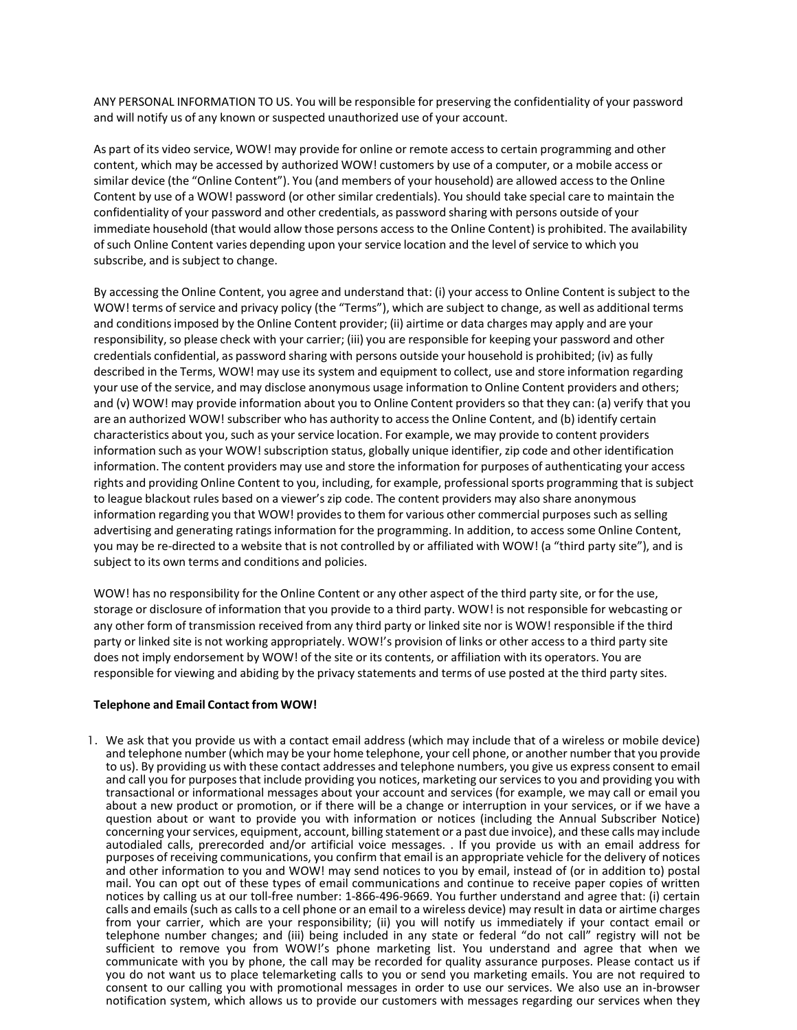ANY PERSONAL INFORMATION TO US. You will be responsible for preserving the confidentiality of your password and will notify us of any known or suspected unauthorized use of your account.

As part of its video service, WOW! may provide for online or remote access to certain programming and other content, which may be accessed by authorized WOW! customers by use of a computer, or a mobile access or similar device (the "Online Content"). You (and members of your household) are allowed access to the Online Content by use of a WOW! password (or other similar credentials). You should take special care to maintain the confidentiality of your password and other credentials, as password sharing with persons outside of your immediate household (that would allow those persons access to the Online Content) is prohibited. The availability of such Online Content varies depending upon your service location and the level of service to which you subscribe, and is subject to change.

By accessing the Online Content, you agree and understand that: (i) your access to Online Content is subject to the WOW! terms of service and privacy policy (the "Terms"), which are subject to change, as well as additional terms and conditions imposed by the Online Content provider; (ii) airtime or data charges may apply and are your responsibility, so please check with your carrier; (iii) you are responsible for keeping your password and other credentials confidential, as password sharing with persons outside your household is prohibited; (iv) as fully described in the Terms, WOW! may use its system and equipment to collect, use and store information regarding your use of the service, and may disclose anonymous usage information to Online Content providers and others; and (v) WOW! may provide information about you to Online Content providers so that they can: (a) verify that you are an authorized WOW! subscriber who has authority to access the Online Content, and (b) identify certain characteristics about you, such as your service location. For example, we may provide to content providers information such as your WOW! subscription status, globally unique identifier, zip code and other identification information. The content providers may use and store the information for purposes of authenticating your access rights and providing Online Content to you, including, for example, professional sports programming that is subject to league blackout rules based on a viewer's zip code. The content providers may also share anonymous information regarding you that WOW! provides to them for various other commercial purposes such as selling advertising and generating ratings information for the programming. In addition, to access some Online Content, you may be re-directed to a website that is not controlled by or affiliated with WOW! (a "third party site"), and is subject to its own terms and conditions and policies.

WOW! has no responsibility for the Online Content or any other aspect of the third party site, or for the use, storage or disclosure of information that you provide to a third party. WOW! is not responsible for webcasting or any other form of transmission received from any third party or linked site nor is WOW! responsible if the third party or linked site is not working appropriately. WOW!'s provision of links or other access to a third party site does not imply endorsement by WOW! of the site or its contents, or affiliation with its operators. You are responsible for viewing and abiding by the privacy statements and terms of use posted at the third party sites.

**Telephone and Email Contact from WOW!**

1. We ask that you provide us with a contact email address (which may include that of a wireless or mobile device) and telephone number (which may be your home telephone, your cell phone, or another number that you provide to us). By providing us with these contact addresses and telephone numbers, you give us express consent to email and call you for purposes that include providing you notices, marketing our services to you and providing you with transactional or informational messages about your account and services (for example, we may call or email you about a new product or promotion, or if there will be a change or interruption in your services, or if we have a question about or want to provide you with information or notices (including the Annual Subscriber Notice) concerning your services, equipment, account, billing statement or a past due invoice), and these calls may include autodialed calls, prerecorded and/or artificial voice messages. . If you provide us with an email address for purposes of receiving communications, you confirm that email is an appropriate vehicle for the delivery of notices and other information to you and WOW! may send notices to you by email, instead of (or in addition to) postal mail. You can opt out of these types of email communications and continue to receive paper copies of written notices by calling us at our toll-free number: 1-866-496-9669. You further understand and agree that: (i) certain calls and emails (such as calls to a cell phone or an email to a wireless device) may result in data or airtime charges from your carrier, which are your responsibility; (ii) you will notify us immediately if your contact email or telephone number changes; and (iii) being included in any state or federal "do not call" registry will not be sufficient to remove you from WOW!'s phone marketing list. You understand and agree that when we communicate with you by phone, the call may be recorded for quality assurance purposes. Please contact us if you do not want us to place telemarketing calls to you or send you marketing emails. You are not required to consent to our calling you with promotional messages in order to use our services. We also use an in-browser notification system, which allows us to provide our customers with messages regarding our services when they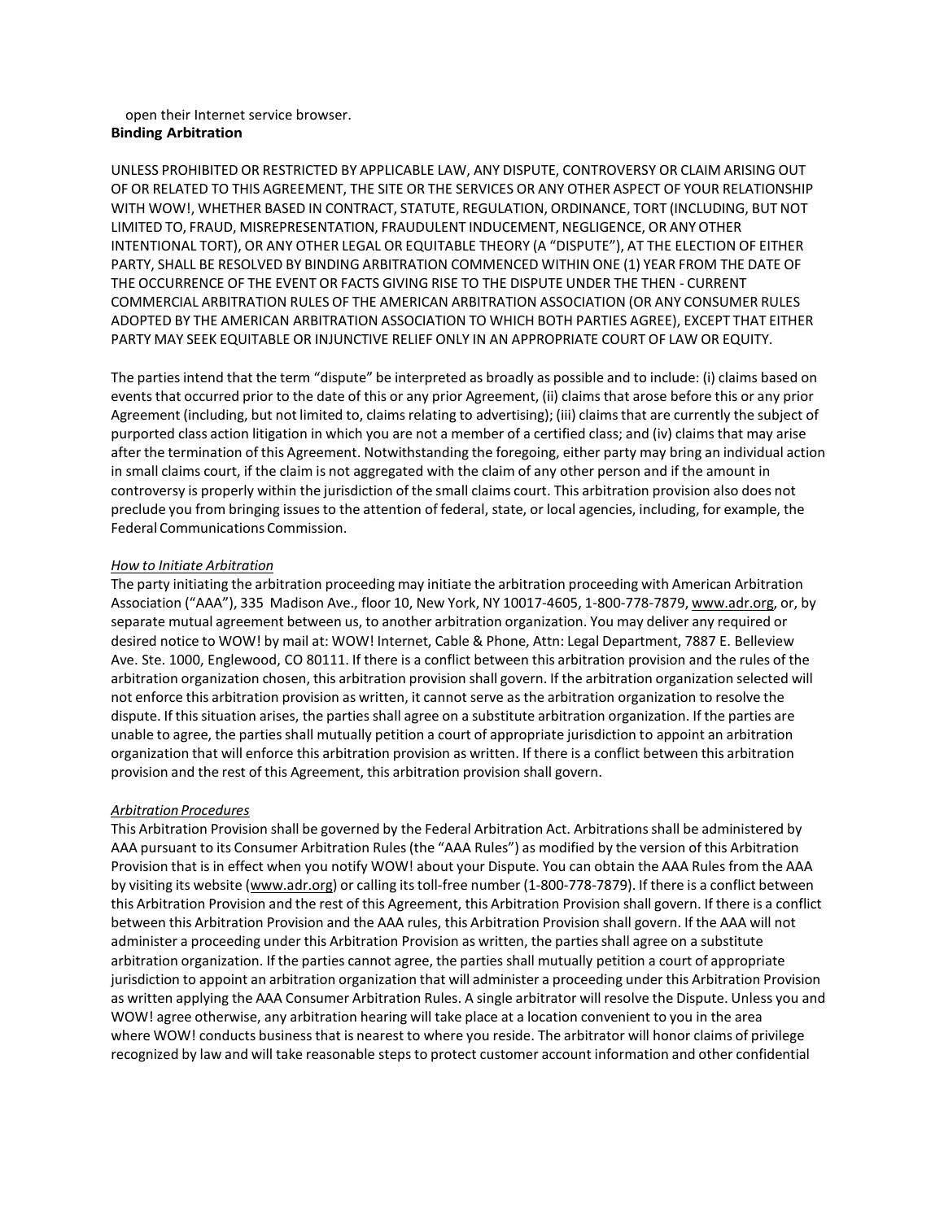open their Internet service browser.

**Binding Arbitration**

UNLESS PROHIBITED OR RESTRICTED BY APPLICABLE LAW, ANY DISPUTE, CONTROVERSY OR CLAIM ARISING OUT OF OR RELATED TO THIS AGREEMENT, THE SITE OR THE SERVICES OR ANY OTHER ASPECT OF YOUR RELATIONSHIP WITH WOW!, WHETHER BASED IN CONTRACT, STATUTE, REGULATION, ORDINANCE, TORT (INCLUDING, BUT NOT LIMITED TO, FRAUD, MISREPRESENTATION, FRAUDULENT INDUCEMENT, NEGLIGENCE, OR ANY OTHER INTENTIONAL TORT), OR ANY OTHER LEGAL OR EQUITABLE THEORY (A "DISPUTE"), AT THE ELECTION OF EITHER PARTY, SHALL BE RESOLVED BY BINDING ARBITRATION COMMENCED WITHIN ONE (1) YEAR FROM THE DATE OF THE OCCURRENCE OF THE EVENT OR FACTS GIVING RISE TO THE DISPUTE UNDER THE THEN - CURRENT COMMERCIAL ARBITRATION RULES OF THE AMERICAN ARBITRATION ASSOCIATION (OR ANY CONSUMER RULES ADOPTED BY THE AMERICAN ARBITRATION ASSOCIATION TO WHICH BOTH PARTIES AGREE), EXCEPT THAT EITHER PARTY MAY SEEK EQUITABLE OR INJUNCTIVE RELIEF ONLY IN AN APPROPRIATE COURT OF LAW OR EQUITY.

The parties intend that the term "dispute" be interpreted as broadly as possible and to include: (i) claims based on events that occurred prior to the date of this or any prior Agreement, (ii) claims that arose before this or any prior Agreement (including, but not limited to, claims relating to advertising); (iii) claims that are currently the subject of purported class action litigation in which you are not a member of a certified class; and (iv) claims that may arise after the termination of this Agreement. Notwithstanding the foregoing, either party may bring an individual action in small claims court, if the claim is not aggregated with the claim of any other person and if the amount in controversy is properly within the jurisdiction of the small claims court. This arbitration provision also does not preclude you from bringing issues to the attention of federal, state, or local agencies, including, for example, the Federal Communications Commission.

*How to Initiate Arbitration*

The party initiating the arbitration proceeding may initiate the arbitration proceeding with American Arbitration Association ("AAA"), 335 Madison Ave., floor 10, New York, NY 10017-4605, 1-800-778-7879, www.adr.org, or, by separate mutual agreement between us, to another arbitration organization. You may deliver any required or desired notice to WOW! by mail at: WOW! Internet, Cable & Phone, Attn: Legal Department, 7887 E. Belleview Ave. Ste. 1000, Englewood, CO 80111. If there is a conflict between this arbitration provision and the rules of the arbitration organization chosen, this arbitration provision shall govern. If the arbitration organization selected will not enforce this arbitration provision as written, it cannot serve as the arbitration organization to resolve the dispute. If this situation arises, the parties shall agree on a substitute arbitration organization. If the parties are unable to agree, the parties shall mutually petition a court of appropriate jurisdiction to appoint an arbitration organization that will enforce this arbitration provision as written. If there is a conflict between this arbitration provision and the rest of this Agreement, this arbitration provision shall govern.

*Arbitration Procedures*

This Arbitration Provision shall be governed by the Federal Arbitration Act. Arbitrations shall be administered by AAA pursuant to its Consumer Arbitration Rules (the "AAA Rules") as modified by the version of this Arbitration Provision that is in effect when you notify WOW! about your Dispute. You can obtain the AAA Rules from the AAA by visiting its website (www.adr.org) or calling its toll-free number (1-800-778-7879). If there is a conflict between this Arbitration Provision and the rest of this Agreement, this Arbitration Provision shall govern. If there is a conflict between this Arbitration Provision and the AAA rules, this Arbitration Provision shall govern. If the AAA will not administer a proceeding under this Arbitration Provision as written, the parties shall agree on a substitute arbitration organization. If the parties cannot agree, the parties shall mutually petition a court of appropriate jurisdiction to appoint an arbitration organization that will administer a proceeding under this Arbitration Provision as written applying the AAA Consumer Arbitration Rules. A single arbitrator will resolve the Dispute. Unless you and WOW! agree otherwise, any arbitration hearing will take place at a location convenient to you in the area where WOW! conducts business that is nearest to where you reside. The arbitrator will honor claims of privilege recognized by law and will take reasonable steps to protect customer account information and other confidential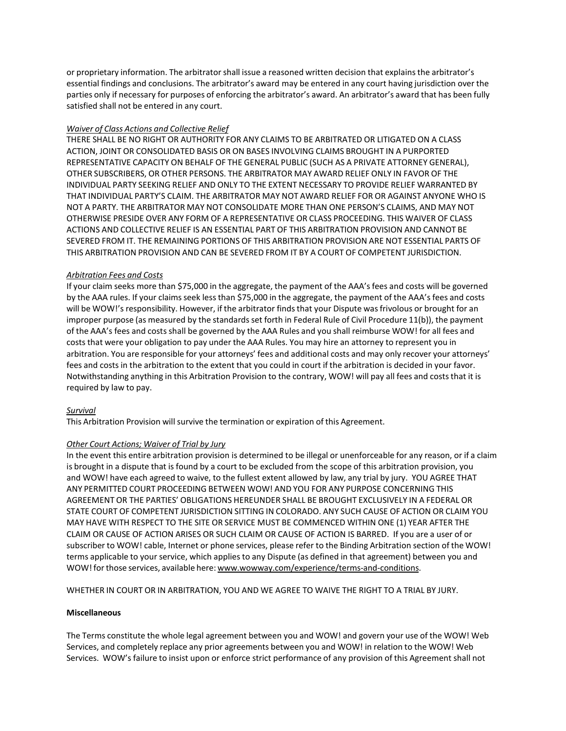or proprietary information. The arbitrator shall issue a reasoned written decision that explains the arbitrator's essential findings and conclusions. The arbitrator's award may be entered in any court having jurisdiction over the parties only if necessary for purposes of enforcing the arbitrator's award. An arbitrator's award that has been fully satisfied shall not be entered in any court.

*Waiver of Class Actions and Collective Relief*

THERE SHALL BE NO RIGHT OR AUTHORITY FOR ANY CLAIMS TO BE ARBITRATED OR LITIGATED ON A CLASS ACTION, JOINT OR CONSOLIDATED BASIS OR ON BASES INVOLVING CLAIMS BROUGHT IN A PURPORTED REPRESENTATIVE CAPACITY ON BEHALF OF THE GENERAL PUBLIC (SUCH AS A PRIVATE ATTORNEY GENERAL), OTHER SUBSCRIBERS, OR OTHER PERSONS. THE ARBITRATOR MAY AWARD RELIEF ONLY IN FAVOR OF THE INDIVIDUAL PARTY SEEKING RELIEF AND ONLY TO THE EXTENT NECESSARY TO PROVIDE RELIEF WARRANTED BY THAT INDIVIDUAL PARTY'S CLAIM. THE ARBITRATOR MAY NOT AWARD RELIEF FOR OR AGAINST ANYONE WHO IS NOT A PARTY. THE ARBITRATOR MAY NOT CONSOLIDATE MORE THAN ONE PERSON'S CLAIMS, AND MAY NOT OTHERWISE PRESIDE OVER ANY FORM OF A REPRESENTATIVE OR CLASS PROCEEDING. THIS WAIVER OF CLASS ACTIONS AND COLLECTIVE RELIEF IS AN ESSENTIAL PART OF THIS ARBITRATION PROVISION AND CANNOT BE SEVERED FROM IT. THE REMAINING PORTIONS OF THIS ARBITRATION PROVISION ARE NOT ESSENTIAL PARTS OF THIS ARBITRATION PROVISION AND CAN BE SEVERED FROM IT BY A COURT OF COMPETENT JURISDICTION.

*Arbitration Fees and Costs*

If your claim seeks more than $75,000 in the aggregate, the payment of the AAA's fees and costs will be governed by the AAA rules. If your claims seek less than $75,000 in the aggregate, the payment of the AAA's fees and costs will be WOW!'s responsibility. However, if the arbitrator finds that your Dispute was frivolous or brought for an improper purpose (as measured by the standards set forth in Federal Rule of Civil Procedure 11(b)), the payment of the AAA's fees and costs shall be governed by the AAA Rules and you shall reimburse WOW! for all fees and costs that were your obligation to pay under the AAA Rules. You may hire an attorney to represent you in arbitration. You are responsible for your attorneys' fees and additional costs and may only recover your attorneys' fees and costs in the arbitration to the extent that you could in court if the arbitration is decided in your favor. Notwithstanding anything in this Arbitration Provision to the contrary, WOW! will pay all fees and costs that it is required by law to pay.

*Survival*

This Arbitration Provision will survive the termination or expiration of this Agreement.

*Other Court Actions; Waiver of Trial by Jury*

In the event this entire arbitration provision is determined to be illegal or unenforceable for any reason, or if a claim is brought in a dispute that is found by a court to be excluded from the scope of this arbitration provision, you and WOW! have each agreed to waive, to the fullest extent allowed by law, any trial by jury. YOU AGREE THAT ANY PERMITTED COURT PROCEEDING BETWEEN WOW! AND YOU FOR ANY PURPOSE CONCERNING THIS AGREEMENT OR THE PARTIES' OBLIGATIONS HEREUNDER SHALL BE BROUGHT EXCLUSIVELY IN A FEDERAL OR STATE COURT OF COMPETENT JURISDICTION SITTING IN COLORADO. ANY SUCH CAUSE OF ACTION OR CLAIM YOU MAY HAVE WITH RESPECT TO THE SITE OR SERVICE MUST BE COMMENCED WITHIN ONE (1) YEAR AFTER THE CLAIM OR CAUSE OF ACTION ARISES OR SUCH CLAIM OR CAUSE OF ACTION IS BARRED. If you are a user of or subscriber to WOW! cable, Internet or phone services, please refer to the Binding Arbitration section of the WOW! terms applicable to your service, which applies to any Dispute (as defined in that agreement) between you and WOW! for those services, available here: www.wowway.com/experience/terms-and-conditions.

WHETHER IN COURT OR IN ARBITRATION, YOU AND WE AGREE TO WAIVE THE RIGHT TO A TRIAL BY JURY.

**Miscellaneous**

The Terms constitute the whole legal agreement between you and WOW! and govern your use of the WOW! Web Services, and completely replace any prior agreements between you and WOW! in relation to the WOW! Web Services. WOW's failure to insist upon or enforce strict performance of any provision of this Agreement shall not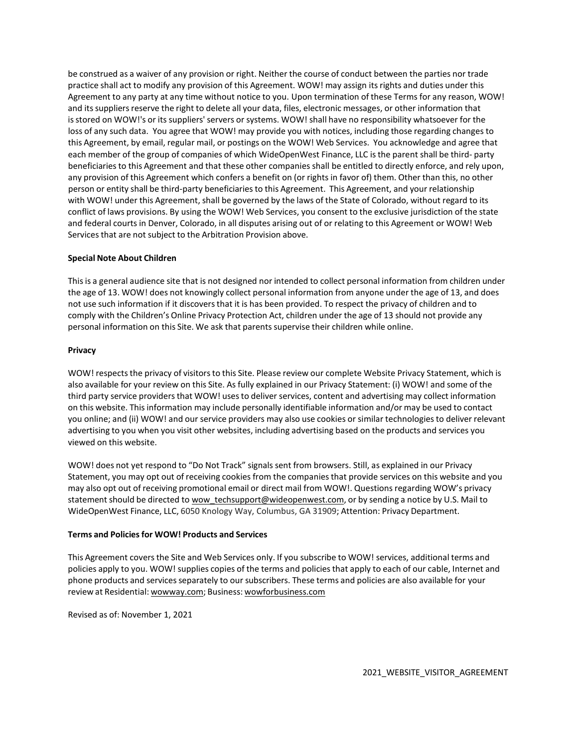be construed as a waiver of any provision or right. Neither the course of conduct between the parties nor trade practice shall act to modify any provision of this Agreement. WOW! may assign its rights and duties under this Agreement to any party at any time without notice to you. Upon termination of these Terms for any reason, WOW! and its suppliers reserve the right to delete all your data, files, electronic messages, or other information that is stored on WOW!'s or its suppliers' servers or systems. WOW! shall have no responsibility whatsoever for the loss of any such data. You agree that WOW! may provide you with notices, including those regarding changes to this Agreement, by email, regular mail, or postings on the WOW! Web Services. You acknowledge and agree that each member of the group of companies of which WideOpenWest Finance, LLC is the parent shall be third- party beneficiaries to this Agreement and that these other companies shall be entitled to directly enforce, and rely upon, any provision of this Agreement which confers a benefit on (or rights in favor of) them. Other than this, no other person or entity shall be third-party beneficiaries to this Agreement. This Agreement, and your relationship with WOW! under this Agreement, shall be governed by the laws of the State of Colorado, without regard to its conflict of laws provisions. By using the WOW! Web Services, you consent to the exclusive jurisdiction of the state and federal courts in Denver, Colorado, in all disputes arising out of or relating to this Agreement or WOW! Web Services that are not subject to the Arbitration Provision above.

**Special Note About Children**

This is a general audience site that is not designed nor intended to collect personal information from children under the age of 13. WOW! does not knowingly collect personal information from anyone under the age of 13, and does not use such information if it discovers that it is has been provided. To respect the privacy of children and to comply with the Children's Online Privacy Protection Act, children under the age of 13 should not provide any personal information on this Site. We ask that parents supervise their children while online.

**Privacy**

WOW! respects the privacy of visitors to this Site. Please review our complete Website Privacy Statement, which is also available for your review on this Site. As fully explained in our Privacy Statement: (i) WOW! and some of the third party service providers that WOW! uses to deliver services, content and advertising may collect information on this website. This information may include personally identifiable information and/or may be used to contact you online; and (ii) WOW! and our service providers may also use cookies or similar technologies to deliver relevant advertising to you when you visit other websites, including advertising based on the products and services you viewed on this website.

WOW! does not yet respond to "Do Not Track" signals sent from browsers. Still, as explained in our Privacy Statement, you may opt out of receiving cookies from the companies that provide services on this website and you may also opt out of receiving promotional email or direct mail from WOW!. Questions regarding WOW's privacy statement should be directed to wow_techsupport@wideopenwest.com, or by sending a notice by U.S. Mail to WideOpenWest Finance, LLC, 6050 Knology Way, Columbus, GA 31909; Attention: Privacy Department.

**Terms and Policies for WOW! Products and Services**

This Agreement covers the Site and Web Services only. If you subscribe to WOW! services, additional terms and policies apply to you. WOW! supplies copies of the terms and policies that apply to each of our cable, Internet and phone products and services separately to our subscribers. These terms and policies are also available for your review at Residential: wowway.com; Business: wowforbusiness.com

Revised as of: November 1, 2021

2021_WEBSITE_VISITOR_AGREEMENT